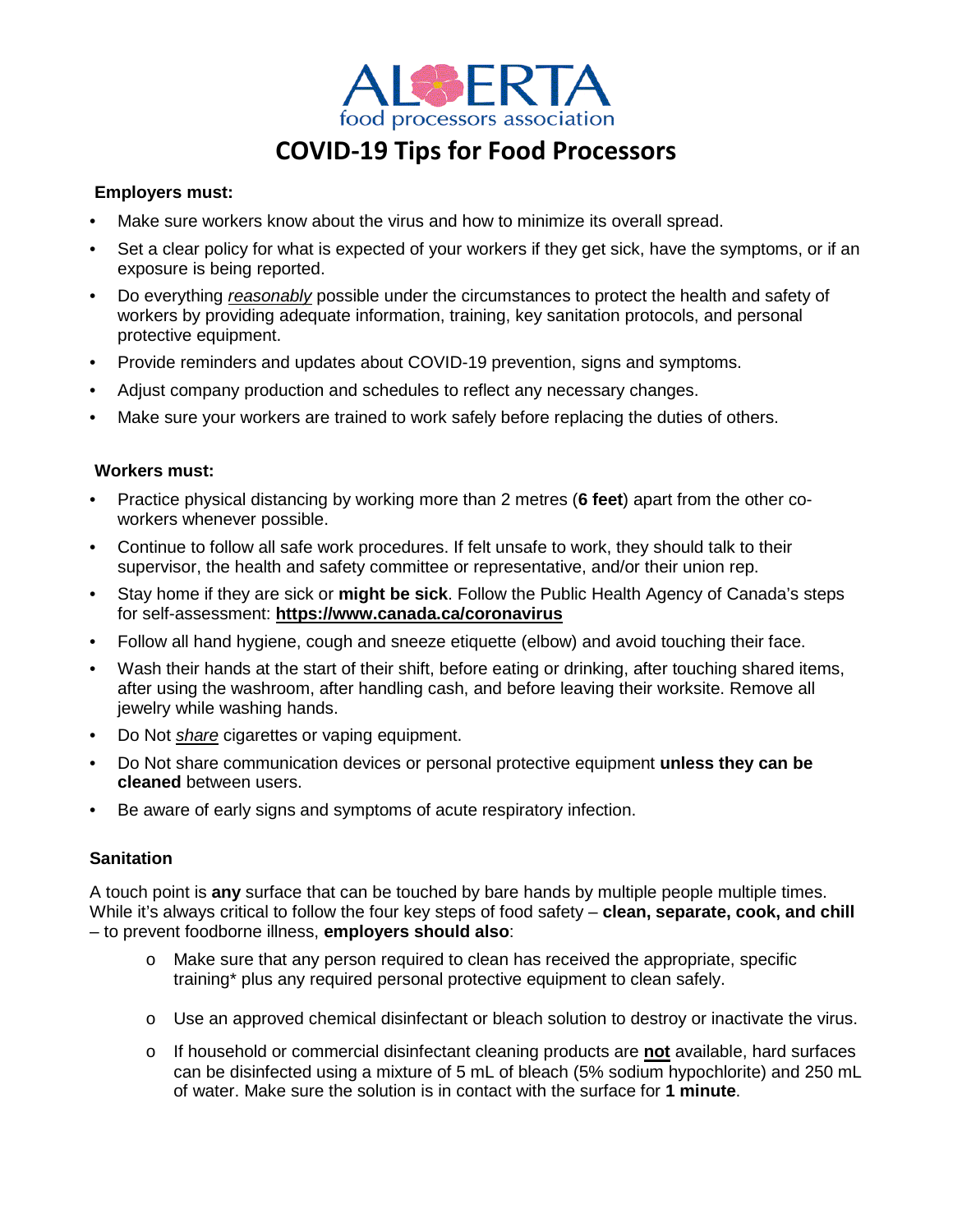ALBERTA food processors association

# COVID-19 Tips for Food Processors

**Employers must:**

- Make sure workers know about the virus and how to minimize its overall spread.
- Set a clear policy for what is expected of your workers if they get sick, have the symptoms, or if an exposure is being reported.
- Do everything *reasonably* possible under the circumstances to protect the health and safety of workers by providing adequate information, training, key sanitation protocols, and personal protective equipment.
- Provide reminders and updates about COVID-19 prevention, signs and symptoms.
- Adjust company production and schedules to reflect any necessary changes.
- Make sure your workers are trained to work safely before replacing the duties of others.

**Workers must:**

- Practice physical distancing by working more than 2 metres (**6 feet**) apart from the other co-workers whenever possible.
- Continue to follow all safe work procedures. If felt unsafe to work, they should talk to their supervisor, the health and safety committee or representative, and/or their union rep.
- Stay home if they are sick or **might be sick**. Follow the Public Health Agency of Canada's steps for self-assessment: **https://www.canada.ca/coronavirus**
- Follow all hand hygiene, cough and sneeze etiquette (elbow) and avoid touching their face.
- Wash their hands at the start of their shift, before eating or drinking, after touching shared items, after using the washroom, after handling cash, and before leaving their worksite. Remove all jewelry while washing hands.
- Do Not *share* cigarettes or vaping equipment.
- Do Not share communication devices or personal protective equipment **unless they can be cleaned** between users.
- Be aware of early signs and symptoms of acute respiratory infection.

**Sanitation**

A touch point is **any** surface that can be touched by bare hands by multiple people multiple times. While it's always critical to follow the four key steps of food safety – **clean, separate, cook, and chill** – to prevent foodborne illness, **employers should also**:

- Make sure that any person required to clean has received the appropriate, specific training* plus any required personal protective equipment to clean safely.
- Use an approved chemical disinfectant or bleach solution to destroy or inactivate the virus.
- If household or commercial disinfectant cleaning products are **not** available, hard surfaces can be disinfected using a mixture of 5 mL of bleach (5% sodium hypochlorite) and 250 mL of water. Make sure the solution is in contact with the surface for **1 minute**.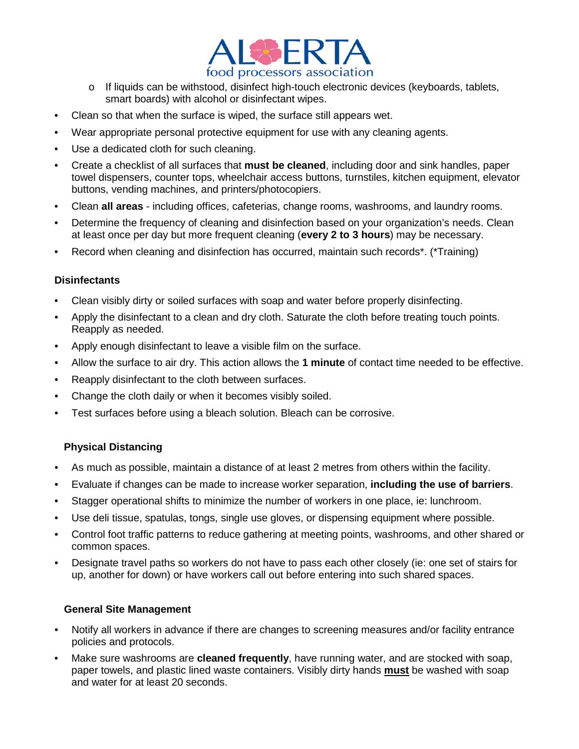- If liquids can be withstood, disinfect high-touch electronic devices (keyboards, tablets, smart boards) with alcohol or disinfectant wipes.

- Clean so that when the surface is wiped, the surface still appears wet.
- Wear appropriate personal protective equipment for use with any cleaning agents.
- Use a dedicated cloth for such cleaning.
- Create a checklist of all surfaces that **must be cleaned**, including door and sink handles, paper towel dispensers, counter tops, wheelchair access buttons, turnstiles, kitchen equipment, elevator buttons, vending machines, and printers/photocopiers.
- Clean **all areas** - including offices, cafeterias, change rooms, washrooms, and laundry rooms.
- Determine the frequency of cleaning and disinfection based on your organization's needs. Clean at least once per day but more frequent cleaning (**every 2 to 3 hours**) may be necessary.
- Record when cleaning and disinfection has occurred, maintain such records*. (*Training)

### Disinfectants

- Clean visibly dirty or soiled surfaces with soap and water before properly disinfecting.
- Apply the disinfectant to a clean and dry cloth. Saturate the cloth before treating touch points. Reapply as needed.
- Apply enough disinfectant to leave a visible film on the surface.
- Allow the surface to air dry. This action allows the **1 minute** of contact time needed to be effective.
- Reapply disinfectant to the cloth between surfaces.
- Change the cloth daily or when it becomes visibly soiled.
- Test surfaces before using a bleach solution. Bleach can be corrosive.

### Physical Distancing

- As much as possible, maintain a distance of at least 2 metres from others within the facility.
- Evaluate if changes can be made to increase worker separation, **including the use of barriers**.
- Stagger operational shifts to minimize the number of workers in one place, ie: lunchroom.
- Use deli tissue, spatulas, tongs, single use gloves, or dispensing equipment where possible.
- Control foot traffic patterns to reduce gathering at meeting points, washrooms, and other shared or common spaces.
- Designate travel paths so workers do not have to pass each other closely (ie: one set of stairs for up, another for down) or have workers call out before entering into such shared spaces.

### General Site Management

- Notify all workers in advance if there are changes to screening measures and/or facility entrance policies and protocols.
- Make sure washrooms are **cleaned frequently**, have running water, and are stocked with soap, paper towels, and plastic lined waste containers. Visibly dirty hands **<u>must</u>** be washed with soap and water for at least 20 seconds.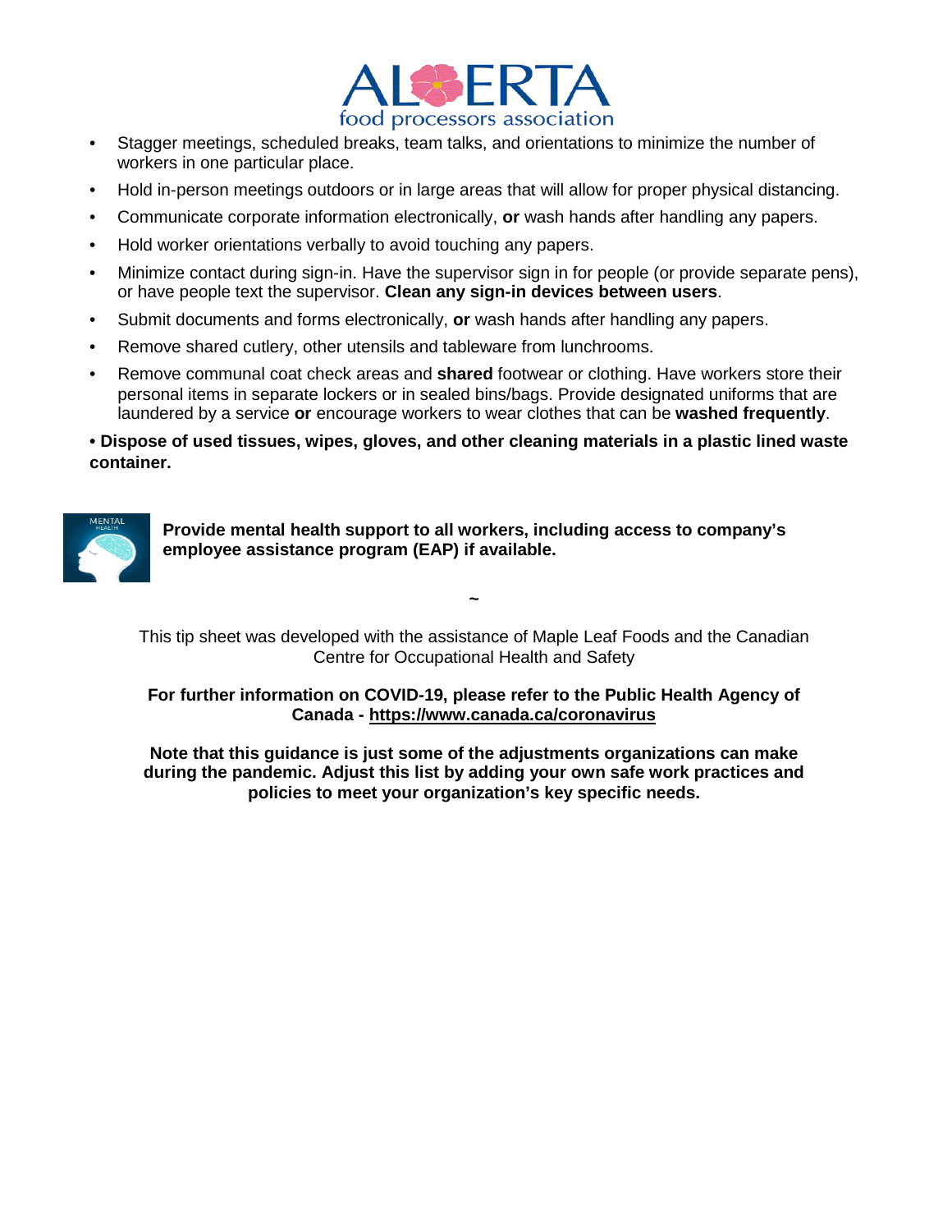- Stagger meetings, scheduled breaks, team talks, and orientations to minimize the number of workers in one particular place.
- Hold in-person meetings outdoors or in large areas that will allow for proper physical distancing.
- Communicate corporate information electronically, **or** wash hands after handling any papers.
- Hold worker orientations verbally to avoid touching any papers.
- Minimize contact during sign-in. Have the supervisor sign in for people (or provide separate pens), or have people text the supervisor. **Clean any sign-in devices between users**.
- Submit documents and forms electronically, **or** wash hands after handling any papers.
- Remove shared cutlery, other utensils and tableware from lunchrooms.
- Remove communal coat check areas and **shared** footwear or clothing. Have workers store their personal items in separate lockers or in sealed bins/bags. Provide designated uniforms that are laundered by a service **or** encourage workers to wear clothes that can be **washed frequently**.

**• Dispose of used tissues, wipes, gloves, and other cleaning materials in a plastic lined waste container.**

**Provide mental health support to all workers, including access to company's employee assistance program (EAP) if available.**

~

This tip sheet was developed with the assistance of Maple Leaf Foods and the Canadian Centre for Occupational Health and Safety

**For further information on COVID-19, please refer to the Public Health Agency of Canada - https://www.canada.ca/coronavirus**

**Note that this guidance is just some of the adjustments organizations can make during the pandemic. Adjust this list by adding your own safe work practices and policies to meet your organization's key specific needs.**